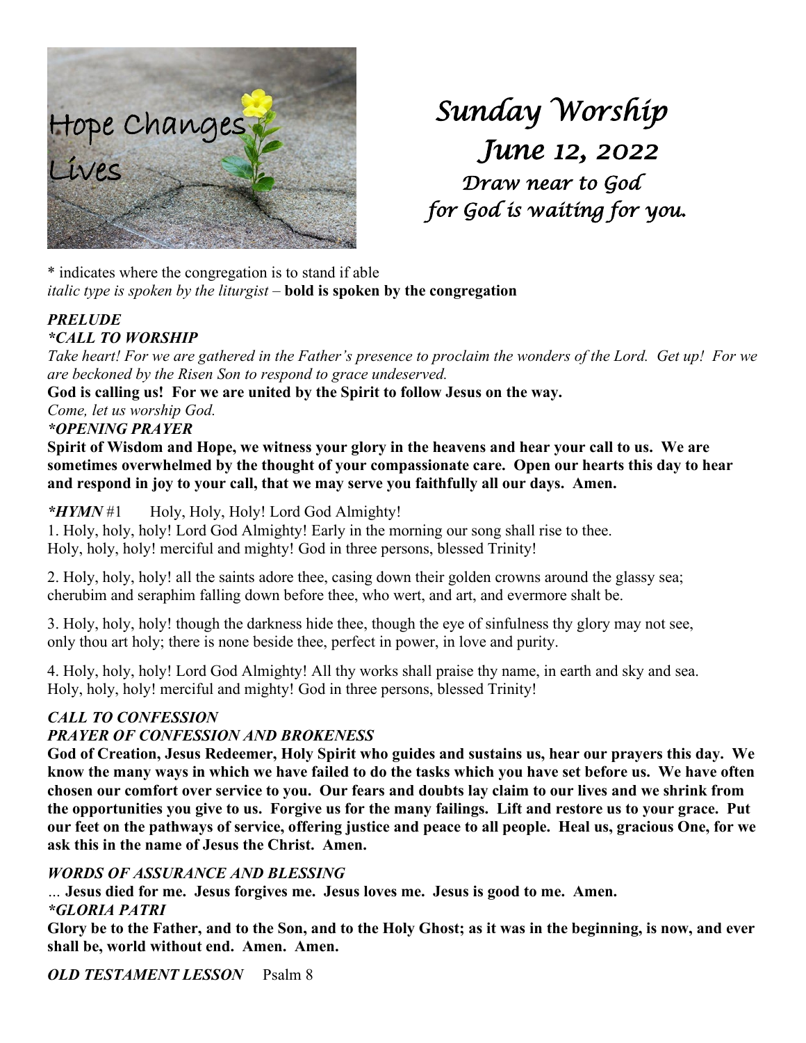Hope Changes Lives

# *Sunday Worship*
## *June 12, 2022*
*Draw near to God for God is waiting for you.*

\* indicates where the congregation is to stand if able
*italic type is spoken by the liturgist* – **bold is spoken by the congregation**

***PRELUDE***
***\*CALL TO WORSHIP***
*Take heart! For we are gathered in the Father's presence to proclaim the wonders of the Lord. Get up! For we are beckoned by the Risen Son to respond to grace undeserved.*
**God is calling us! For we are united by the Spirit to follow Jesus on the way.**
*Come, let us worship God.*
***\*OPENING PRAYER***
**Spirit of Wisdom and Hope, we witness your glory in the heavens and hear your call to us. We are sometimes overwhelmed by the thought of your compassionate care. Open our hearts this day to hear and respond in joy to your call, that we may serve you faithfully all our days. Amen.**

***\*HYMN*** #1 Holy, Holy, Holy! Lord God Almighty!
1. Holy, holy, holy! Lord God Almighty! Early in the morning our song shall rise to thee.
Holy, holy, holy! merciful and mighty! God in three persons, blessed Trinity!

2. Holy, holy, holy! all the saints adore thee, casing down their golden crowns around the glassy sea;
cherubim and seraphim falling down before thee, who wert, and art, and evermore shalt be.

3. Holy, holy, holy! though the darkness hide thee, though the eye of sinfulness thy glory may not see,
only thou art holy; there is none beside thee, perfect in power, in love and purity.

4. Holy, holy, holy! Lord God Almighty! All thy works shall praise thy name, in earth and sky and sea.
Holy, holy, holy! merciful and mighty! God in three persons, blessed Trinity!

***CALL TO CONFESSION***
***PRAYER OF CONFESSION AND BROKENESS***
**God of Creation, Jesus Redeemer, Holy Spirit who guides and sustains us, hear our prayers this day. We know the many ways in which we have failed to do the tasks which you have set before us. We have often chosen our comfort over service to you. Our fears and doubts lay claim to our lives and we shrink from the opportunities you give to us. Forgive us for the many failings. Lift and restore us to your grace. Put our feet on the pathways of service, offering justice and peace to all people. Heal us, gracious One, for we ask this in the name of Jesus the Christ. Amen.**

***WORDS OF ASSURANCE AND BLESSING***
… **Jesus died for me. Jesus forgives me. Jesus loves me. Jesus is good to me. Amen.**
***\*GLORIA PATRI***
**Glory be to the Father, and to the Son, and to the Holy Ghost; as it was in the beginning, is now, and ever shall be, world without end. Amen. Amen.**

***OLD TESTAMENT LESSON*** Psalm 8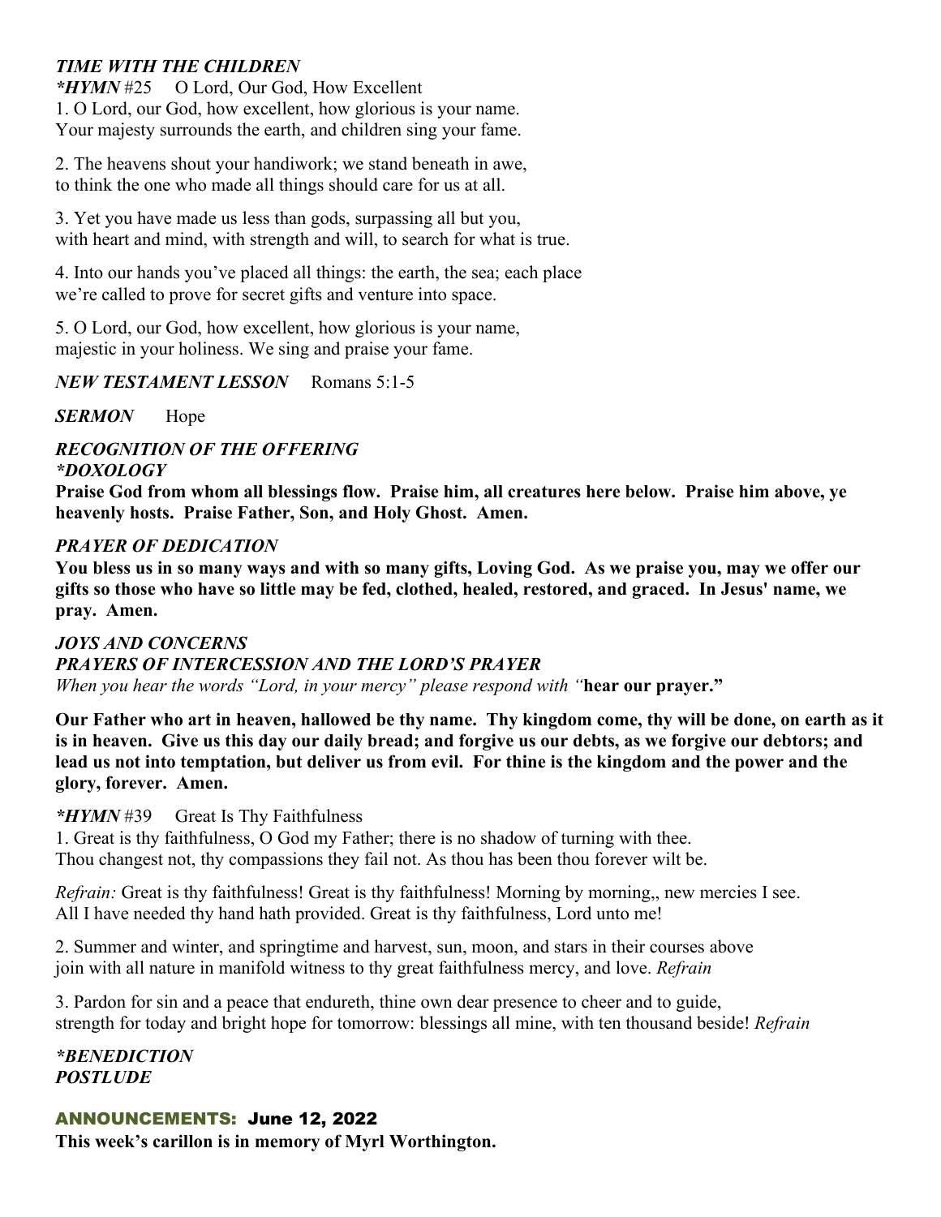***TIME WITH THE CHILDREN***

***\*HYMN*** #25 O Lord, Our God, How Excellent

1. O Lord, our God, how excellent, how glorious is your name.
Your majesty surrounds the earth, and children sing your fame.

2. The heavens shout your handiwork; we stand beneath in awe,
to think the one who made all things should care for us at all.

3. Yet you have made us less than gods, surpassing all but you,
with heart and mind, with strength and will, to search for what is true.

4. Into our hands you've placed all things: the earth, the sea; each place
we're called to prove for secret gifts and venture into space.

5. O Lord, our God, how excellent, how glorious is your name,
majestic in your holiness. We sing and praise your fame.

***NEW TESTAMENT LESSON*** Romans 5:1-5

***SERMON*** Hope

***RECOGNITION OF THE OFFERING***

***\*DOXOLOGY***

**Praise God from whom all blessings flow. Praise him, all creatures here below. Praise him above, ye heavenly hosts. Praise Father, Son, and Holy Ghost. Amen.**

***PRAYER OF DEDICATION***

**You bless us in so many ways and with so many gifts, Loving God. As we praise you, may we offer our gifts so those who have so little may be fed, clothed, healed, restored, and graced. In Jesus' name, we pray. Amen.**

***JOYS AND CONCERNS***

***PRAYERS OF INTERCESSION AND THE LORD'S PRAYER***

*When you hear the words "Lord, in your mercy" please respond with "***hear our prayer."**

**Our Father who art in heaven, hallowed be thy name. Thy kingdom come, thy will be done, on earth as it is in heaven. Give us this day our daily bread; and forgive us our debts, as we forgive our debtors; and lead us not into temptation, but deliver us from evil. For thine is the kingdom and the power and the glory, forever. Amen.**

***\*HYMN*** #39 Great Is Thy Faithfulness

1. Great is thy faithfulness, O God my Father; there is no shadow of turning with thee.
Thou changest not, thy compassions they fail not. As thou has been thou forever wilt be.

*Refrain:* Great is thy faithfulness! Great is thy faithfulness! Morning by morning,, new mercies I see.
All I have needed thy hand hath provided. Great is thy faithfulness, Lord unto me!

2. Summer and winter, and springtime and harvest, sun, moon, and stars in their courses above
join with all nature in manifold witness to thy great faithfulness mercy, and love. *Refrain*

3. Pardon for sin and a peace that endureth, thine own dear presence to cheer and to guide,
strength for today and bright hope for tomorrow: blessings all mine, with ten thousand beside! *Refrain*

***\*BENEDICTION***

***POSTLUDE***

## ANNOUNCEMENTS: June 12, 2022

**This week's carillon is in memory of Myrl Worthington.**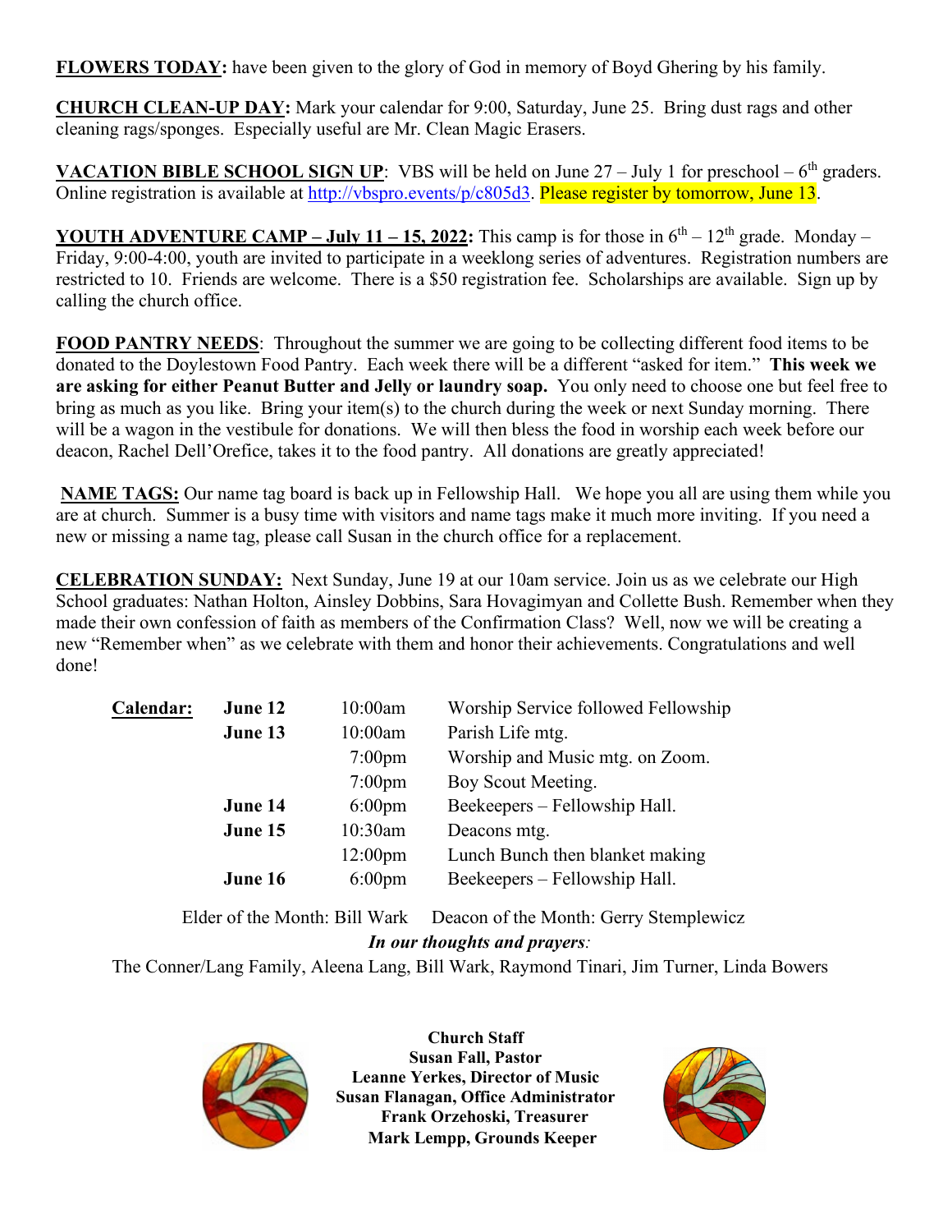**FLOWERS TODAY:** have been given to the glory of God in memory of Boyd Ghering by his family.

**CHURCH CLEAN-UP DAY:** Mark your calendar for 9:00, Saturday, June 25. Bring dust rags and other cleaning rags/sponges. Especially useful are Mr. Clean Magic Erasers.

**VACATION BIBLE SCHOOL SIGN UP**: VBS will be held on June 27 – July 1 for preschool – 6th graders. Online registration is available at http://vbspro.events/p/c805d3. Please register by tomorrow, June 13.

**YOUTH ADVENTURE CAMP – July 11 – 15, 2022:** This camp is for those in 6th – 12th grade. Monday – Friday, 9:00-4:00, youth are invited to participate in a weeklong series of adventures. Registration numbers are restricted to 10. Friends are welcome. There is a $50 registration fee. Scholarships are available. Sign up by calling the church office.

**FOOD PANTRY NEEDS**: Throughout the summer we are going to be collecting different food items to be donated to the Doylestown Food Pantry. Each week there will be a different "asked for item." **This week we are asking for either Peanut Butter and Jelly or laundry soap.** You only need to choose one but feel free to bring as much as you like. Bring your item(s) to the church during the week or next Sunday morning. There will be a wagon in the vestibule for donations. We will then bless the food in worship each week before our deacon, Rachel Dell'Orefice, takes it to the food pantry. All donations are greatly appreciated!

**NAME TAGS:** Our name tag board is back up in Fellowship Hall. We hope you all are using them while you are at church. Summer is a busy time with visitors and name tags make it much more inviting. If you need a new or missing a name tag, please call Susan in the church office for a replacement.

**CELEBRATION SUNDAY:** Next Sunday, June 19 at our 10am service. Join us as we celebrate our High School graduates: Nathan Holton, Ainsley Dobbins, Sara Hovagimyan and Collette Bush. Remember when they made their own confession of faith as members of the Confirmation Class? Well, now we will be creating a new "Remember when" as we celebrate with them and honor their achievements. Congratulations and well done!

| | | | |
|---|---|---|---|
| **Calendar:** | **June 12** | 10:00am | Worship Service followed Fellowship |
| | **June 13** | 10:00am | Parish Life mtg. |
| | | 7:00pm | Worship and Music mtg. on Zoom. |
| | | 7:00pm | Boy Scout Meeting. |
| | **June 14** | 6:00pm | Beekeepers – Fellowship Hall. |
| | **June 15** | 10:30am | Deacons mtg. |
| | | 12:00pm | Lunch Bunch then blanket making |
| | **June 16** | 6:00pm | Beekeepers – Fellowship Hall. |

Elder of the Month: Bill Wark Deacon of the Month: Gerry Stemplewicz

***In our thoughts and prayers*:**

The Conner/Lang Family, Aleena Lang, Bill Wark, Raymond Tinari, Jim Turner, Linda Bowers

**Church Staff**
**Susan Fall, Pastor**
**Leanne Yerkes, Director of Music**
**Susan Flanagan, Office Administrator**
**Frank Orzehoski, Treasurer**
**Mark Lempp, Grounds Keeper**